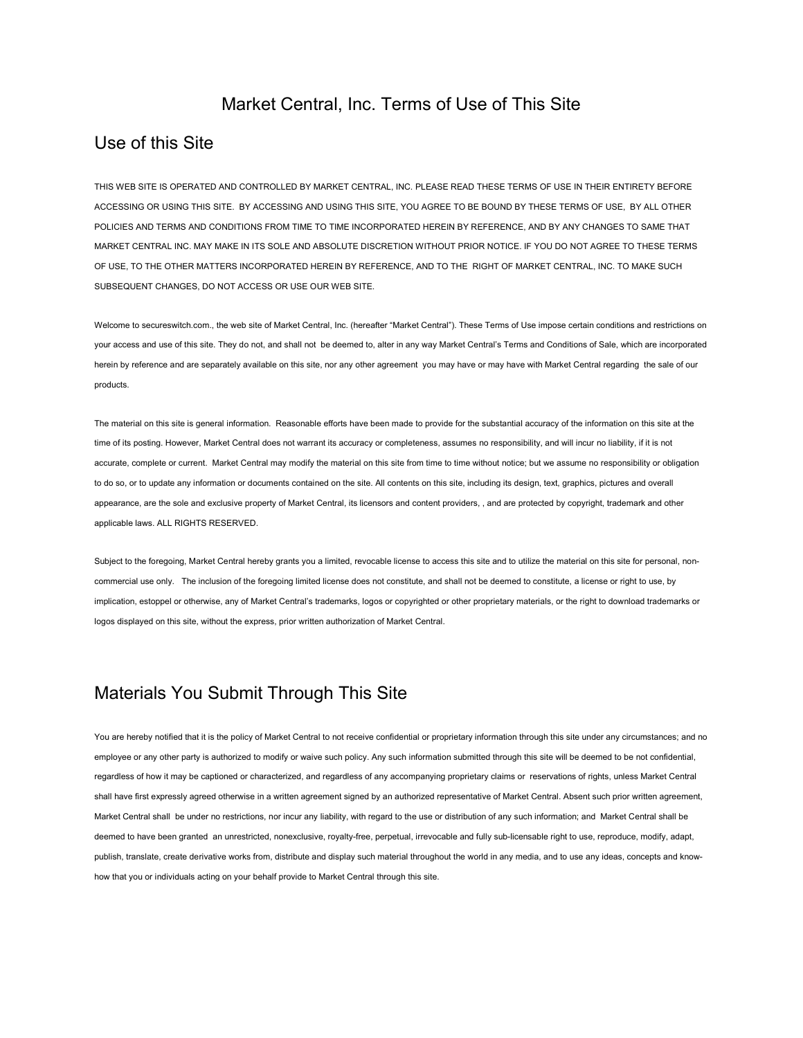# Market Central, Inc. Terms of Use of This Site

## Use of this Site

THIS WEB SITE IS OPERATED AND CONTROLLED BY MARKET CENTRAL, INC. PLEASE READ THESE TERMS OF USE IN THEIR ENTIRETY BEFORE ACCESSING OR USING THIS SITE. BY ACCESSING AND USING THIS SITE, YOU AGREE TO BE BOUND BY THESE TERMS OF USE, BY ALL OTHER POLICIES AND TERMS AND CONDITIONS FROM TIME TO TIME INCORPORATED HEREIN BY REFERENCE, AND BY ANY CHANGES TO SAME THAT MARKET CENTRAL INC. MAY MAKE IN ITS SOLE AND ABSOLUTE DISCRETION WITHOUT PRIOR NOTICE. IF YOU DO NOT AGREE TO THESE TERMS OF USE, TO THE OTHER MATTERS INCORPORATED HEREIN BY REFERENCE, AND TO THE RIGHT OF MARKET CENTRAL, INC. TO MAKE SUCH SUBSEQUENT CHANGES, DO NOT ACCESS OR USE OUR WEB SITE.

Welcome to secureswitch.com., the web site of Market Central, Inc. (hereafter "Market Central"). These Terms of Use impose certain conditions and restrictions on your access and use of this site. They do not, and shall not be deemed to, alter in any way Market Central's Terms and Conditions of Sale, which are incorporated herein by reference and are separately available on this site, nor any other agreement you may have or may have with Market Central regarding the sale of our products.

The material on this site is general information. Reasonable efforts have been made to provide for the substantial accuracy of the information on this site at the time of its posting. However, Market Central does not warrant its accuracy or completeness, assumes no responsibility, and will incur no liability, if it is not accurate, complete or current. Market Central may modify the material on this site from time to time without notice; but we assume no responsibility or obligation to do so, or to update any information or documents contained on the site. All contents on this site, including its design, text, graphics, pictures and overall appearance, are the sole and exclusive property of Market Central, its licensors and content providers, , and are protected by copyright, trademark and other applicable laws. ALL RIGHTS RESERVED.

Subject to the foregoing, Market Central hereby grants you a limited, revocable license to access this site and to utilize the material on this site for personal, non-commercial use only. The inclusion of the foregoing limited license does not constitute, and shall not be deemed to constitute, a license or right to use, by implication, estoppel or otherwise, any of Market Central's trademarks, logos or copyrighted or other proprietary materials, or the right to download trademarks or logos displayed on this site, without the express, prior written authorization of Market Central.

## Materials You Submit Through This Site

You are hereby notified that it is the policy of Market Central to not receive confidential or proprietary information through this site under any circumstances; and no employee or any other party is authorized to modify or waive such policy. Any such information submitted through this site will be deemed to be not confidential, regardless of how it may be captioned or characterized, and regardless of any accompanying proprietary claims or reservations of rights, unless Market Central shall have first expressly agreed otherwise in a written agreement signed by an authorized representative of Market Central. Absent such prior written agreement, Market Central shall be under no restrictions, nor incur any liability, with regard to the use or distribution of any such information; and Market Central shall be deemed to have been granted an unrestricted, nonexclusive, royalty-free, perpetual, irrevocable and fully sub-licensable right to use, reproduce, modify, adapt, publish, translate, create derivative works from, distribute and display such material throughout the world in any media, and to use any ideas, concepts and know-how that you or individuals acting on your behalf provide to Market Central through this site.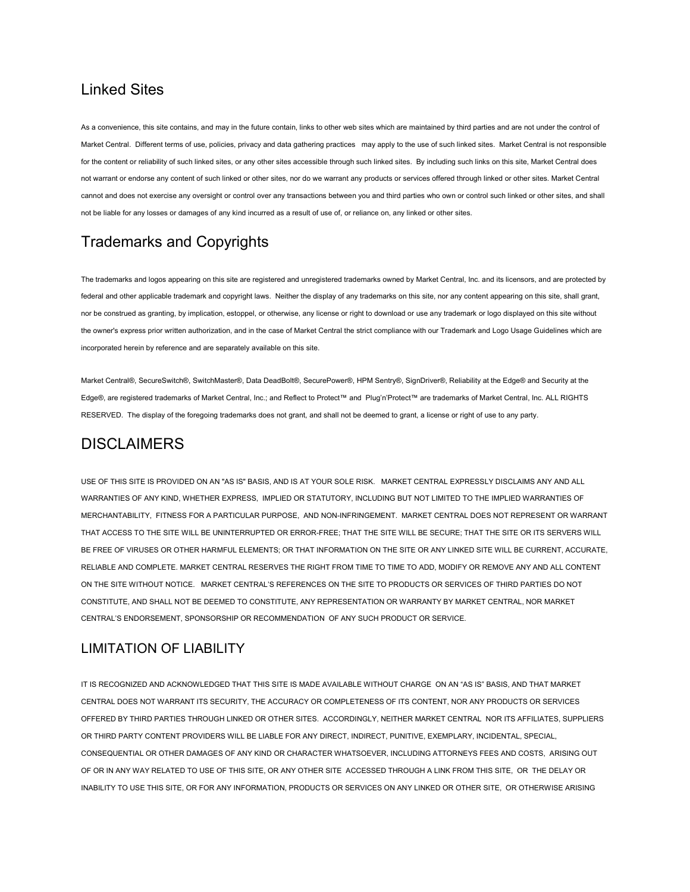## Linked Sites

As a convenience, this site contains, and may in the future contain, links to other web sites which are maintained by third parties and are not under the control of Market Central. Different terms of use, policies, privacy and data gathering practices may apply to the use of such linked sites. Market Central is not responsible for the content or reliability of such linked sites, or any other sites accessible through such linked sites. By including such links on this site, Market Central does not warrant or endorse any content of such linked or other sites, nor do we warrant any products or services offered through linked or other sites. Market Central cannot and does not exercise any oversight or control over any transactions between you and third parties who own or control such linked or other sites, and shall not be liable for any losses or damages of any kind incurred as a result of use of, or reliance on, any linked or other sites.

## Trademarks and Copyrights

The trademarks and logos appearing on this site are registered and unregistered trademarks owned by Market Central, Inc. and its licensors, and are protected by federal and other applicable trademark and copyright laws. Neither the display of any trademarks on this site, nor any content appearing on this site, shall grant, nor be construed as granting, by implication, estoppel, or otherwise, any license or right to download or use any trademark or logo displayed on this site without the owner's express prior written authorization, and in the case of Market Central the strict compliance with our Trademark and Logo Usage Guidelines which are incorporated herein by reference and are separately available on this site.

Market Central®, SecureSwitch®, SwitchMaster®, Data DeadBolt®, SecurePower®, HPM Sentry®, SignDriver®, Reliability at the Edge® and Security at the Edge®, are registered trademarks of Market Central, Inc.; and Reflect to Protect™ and Plug'n'Protect™ are trademarks of Market Central, Inc. ALL RIGHTS RESERVED. The display of the foregoing trademarks does not grant, and shall not be deemed to grant, a license or right of use to any party.

## DISCLAIMERS

USE OF THIS SITE IS PROVIDED ON AN "AS IS" BASIS, AND IS AT YOUR SOLE RISK. MARKET CENTRAL EXPRESSLY DISCLAIMS ANY AND ALL WARRANTIES OF ANY KIND, WHETHER EXPRESS, IMPLIED OR STATUTORY, INCLUDING BUT NOT LIMITED TO THE IMPLIED WARRANTIES OF MERCHANTABILITY, FITNESS FOR A PARTICULAR PURPOSE, AND NON-INFRINGEMENT. MARKET CENTRAL DOES NOT REPRESENT OR WARRANT THAT ACCESS TO THE SITE WILL BE UNINTERRUPTED OR ERROR-FREE; THAT THE SITE WILL BE SECURE; THAT THE SITE OR ITS SERVERS WILL BE FREE OF VIRUSES OR OTHER HARMFUL ELEMENTS; OR THAT INFORMATION ON THE SITE OR ANY LINKED SITE WILL BE CURRENT, ACCURATE, RELIABLE AND COMPLETE. MARKET CENTRAL RESERVES THE RIGHT FROM TIME TO TIME TO ADD, MODIFY OR REMOVE ANY AND ALL CONTENT ON THE SITE WITHOUT NOTICE. MARKET CENTRAL'S REFERENCES ON THE SITE TO PRODUCTS OR SERVICES OF THIRD PARTIES DO NOT CONSTITUTE, AND SHALL NOT BE DEEMED TO CONSTITUTE, ANY REPRESENTATION OR WARRANTY BY MARKET CENTRAL, NOR MARKET CENTRAL'S ENDORSEMENT, SPONSORSHIP OR RECOMMENDATION OF ANY SUCH PRODUCT OR SERVICE.

## LIMITATION OF LIABILITY

IT IS RECOGNIZED AND ACKNOWLEDGED THAT THIS SITE IS MADE AVAILABLE WITHOUT CHARGE ON AN "AS IS" BASIS, AND THAT MARKET CENTRAL DOES NOT WARRANT ITS SECURITY, THE ACCURACY OR COMPLETENESS OF ITS CONTENT, NOR ANY PRODUCTS OR SERVICES OFFERED BY THIRD PARTIES THROUGH LINKED OR OTHER SITES. ACCORDINGLY, NEITHER MARKET CENTRAL NOR ITS AFFILIATES, SUPPLIERS OR THIRD PARTY CONTENT PROVIDERS WILL BE LIABLE FOR ANY DIRECT, INDIRECT, PUNITIVE, EXEMPLARY, INCIDENTAL, SPECIAL, CONSEQUENTIAL OR OTHER DAMAGES OF ANY KIND OR CHARACTER WHATSOEVER, INCLUDING ATTORNEYS FEES AND COSTS, ARISING OUT OF OR IN ANY WAY RELATED TO USE OF THIS SITE, OR ANY OTHER SITE ACCESSED THROUGH A LINK FROM THIS SITE, OR THE DELAY OR INABILITY TO USE THIS SITE, OR FOR ANY INFORMATION, PRODUCTS OR SERVICES ON ANY LINKED OR OTHER SITE, OR OTHERWISE ARISING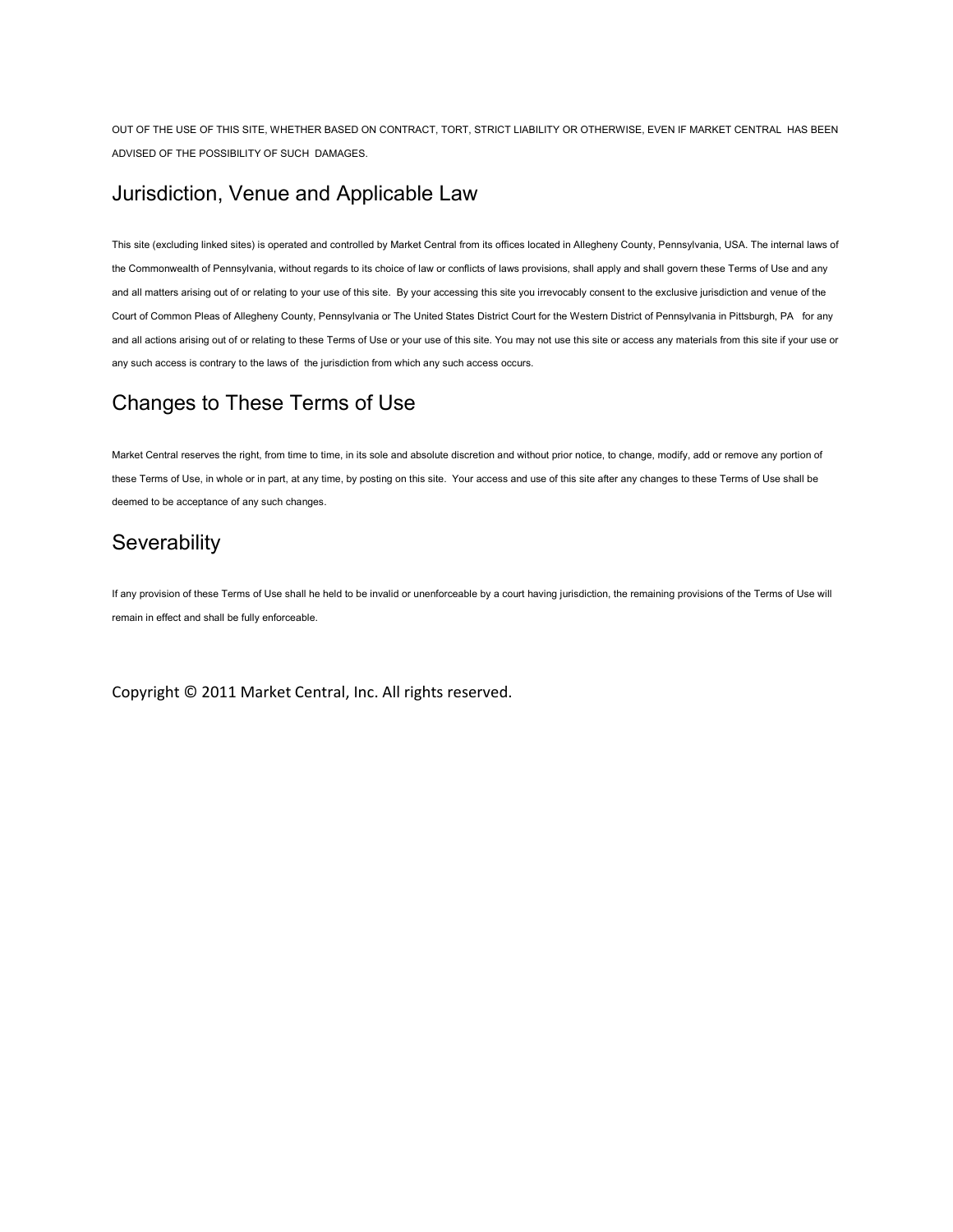OUT OF THE USE OF THIS SITE, WHETHER BASED ON CONTRACT, TORT, STRICT LIABILITY OR OTHERWISE, EVEN IF MARKET CENTRAL HAS BEEN ADVISED OF THE POSSIBILITY OF SUCH DAMAGES.

## Jurisdiction, Venue and Applicable Law

This site (excluding linked sites) is operated and controlled by Market Central from its offices located in Allegheny County, Pennsylvania, USA. The internal laws of the Commonwealth of Pennsylvania, without regards to its choice of law or conflicts of laws provisions, shall apply and shall govern these Terms of Use and any and all matters arising out of or relating to your use of this site. By your accessing this site you irrevocably consent to the exclusive jurisdiction and venue of the Court of Common Pleas of Allegheny County, Pennsylvania or The United States District Court for the Western District of Pennsylvania in Pittsburgh, PA for any and all actions arising out of or relating to these Terms of Use or your use of this site. You may not use this site or access any materials from this site if your use or any such access is contrary to the laws of the jurisdiction from which any such access occurs.

## Changes to These Terms of Use

Market Central reserves the right, from time to time, in its sole and absolute discretion and without prior notice, to change, modify, add or remove any portion of these Terms of Use, in whole or in part, at any time, by posting on this site. Your access and use of this site after any changes to these Terms of Use shall be deemed to be acceptance of any such changes.

## Severability

If any provision of these Terms of Use shall he held to be invalid or unenforceable by a court having jurisdiction, the remaining provisions of the Terms of Use will remain in effect and shall be fully enforceable.

Copyright © 2011 Market Central, Inc. All rights reserved.